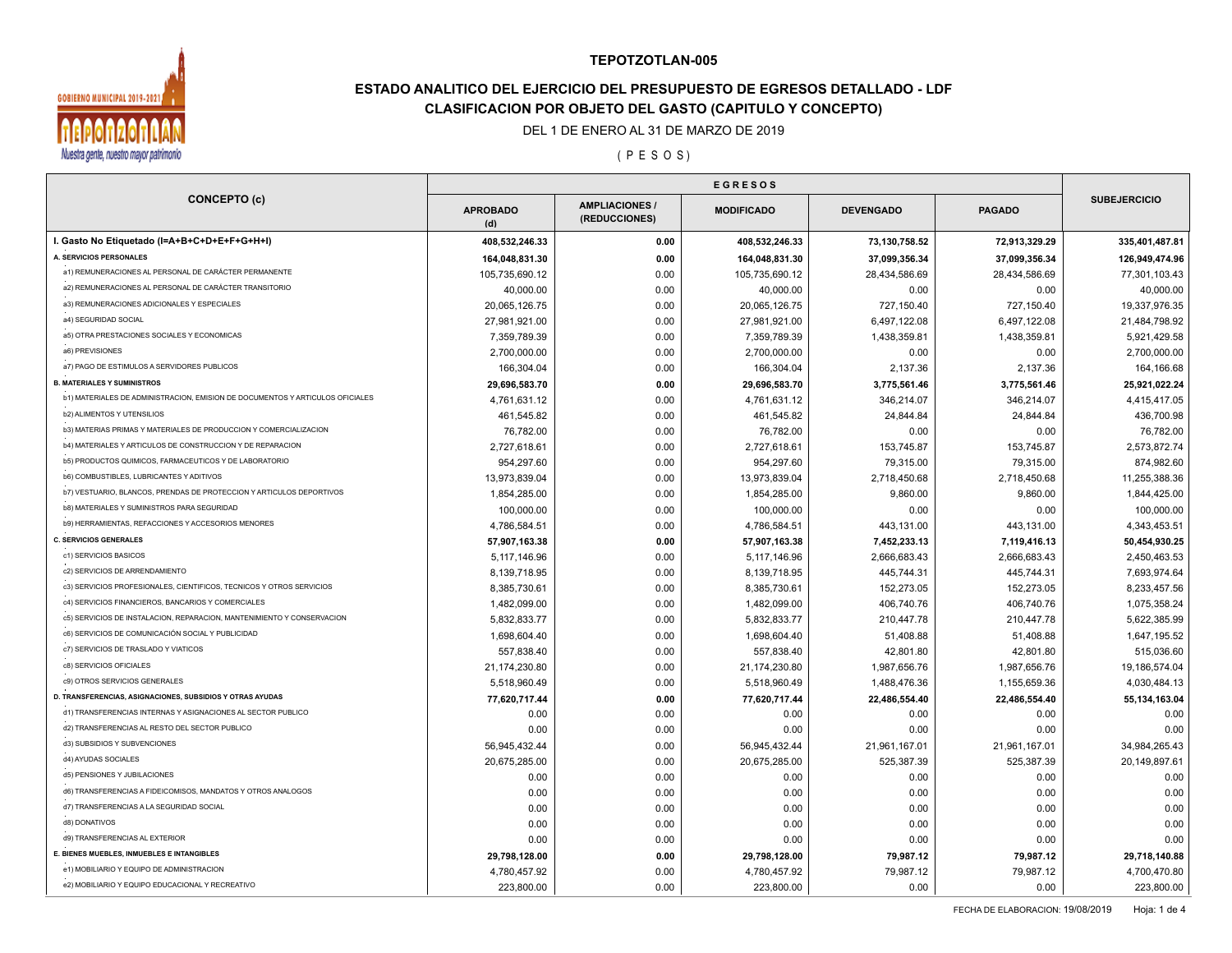# TEPOTZOTLAN-005

## ESTADO ANALITICO DEL EJERCICIO DEL PRESUPUESTO DE EGRESOS DETALLADO - LDF

## CLASIFICACION POR OBJETO DEL GASTO (CAPITULO Y CONCEPTO)

DEL 1 DE ENERO AL 31 DE MARZO DE 2019

( P E S O S )

| CONCEPTO (c) | EGRESOS | | | | | SUBEJERCICIO |
|---|---|---|---|---|---|---|
| | APROBADO (d) | AMPLIACIONES / (REDUCCIONES) | MODIFICADO | DEVENGADO | PAGADO | |
| **I. Gasto No Etiquetado (I=A+B+C+D+E+F+G+H+I)** | **408,532,246.33** | **0.00** | **408,532,246.33** | **73,130,758.52** | **72,913,329.29** | **335,401,487.81** |
| **A. SERVICIOS PERSONALES** | **164,048,831.30** | **0.00** | **164,048,831.30** | **37,099,356.34** | **37,099,356.34** | **126,949,474.96** |
| a1) REMUNERACIONES AL PERSONAL DE CARÁCTER PERMANENTE | 105,735,690.12 | 0.00 | 105,735,690.12 | 28,434,586.69 | 28,434,586.69 | 77,301,103.43 |
| a2) REMUNERACIONES AL PERSONAL DE CARÁCTER TRANSITORIO | 40,000.00 | 0.00 | 40,000.00 | 0.00 | 0.00 | 40,000.00 |
| a3) REMUNERACIONES ADICIONALES Y ESPECIALES | 20,065,126.75 | 0.00 | 20,065,126.75 | 727,150.40 | 727,150.40 | 19,337,976.35 |
| a4) SEGURIDAD SOCIAL | 27,981,921.00 | 0.00 | 27,981,921.00 | 6,497,122.08 | 6,497,122.08 | 21,484,798.92 |
| a5) OTRA PRESTACIONES SOCIALES Y ECONOMICAS | 7,359,789.39 | 0.00 | 7,359,789.39 | 1,438,359.81 | 1,438,359.81 | 5,921,429.58 |
| a6) PREVISIONES | 2,700,000.00 | 0.00 | 2,700,000.00 | 0.00 | 0.00 | 2,700,000.00 |
| a7) PAGO DE ESTIMULOS A SERVIDORES PUBLICOS | 166,304.04 | 0.00 | 166,304.04 | 2,137.36 | 2,137.36 | 164,166.68 |
| **B. MATERIALES Y SUMINISTROS** | **29,696,583.70** | **0.00** | **29,696,583.70** | **3,775,561.46** | **3,775,561.46** | **25,921,022.24** |
| b1) MATERIALES DE ADMINISTRACION, EMISION DE DOCUMENTOS Y ARTICULOS OFICIALES | 4,761,631.12 | 0.00 | 4,761,631.12 | 346,214.07 | 346,214.07 | 4,415,417.05 |
| b2) ALIMENTOS Y UTENSILIOS | 461,545.82 | 0.00 | 461,545.82 | 24,844.84 | 24,844.84 | 436,700.98 |
| b3) MATERIAS PRIMAS Y MATERIALES DE PRODUCCION Y COMERCIALIZACION | 76,782.00 | 0.00 | 76,782.00 | 0.00 | 0.00 | 76,782.00 |
| b4) MATERIALES Y ARTICULOS DE CONSTRUCCION Y DE REPARACION | 2,727,618.61 | 0.00 | 2,727,618.61 | 153,745.87 | 153,745.87 | 2,573,872.74 |
| b5) PRODUCTOS QUIMICOS, FARMACEUTICOS Y DE LABORATORIO | 954,297.60 | 0.00 | 954,297.60 | 79,315.00 | 79,315.00 | 874,982.60 |
| b6) COMBUSTIBLES, LUBRICANTES Y ADITIVOS | 13,973,839.04 | 0.00 | 13,973,839.04 | 2,718,450.68 | 2,718,450.68 | 11,255,388.36 |
| b7) VESTUARIO, BLANCOS, PRENDAS DE PROTECCION Y ARTICULOS DEPORTIVOS | 1,854,285.00 | 0.00 | 1,854,285.00 | 9,860.00 | 9,860.00 | 1,844,425.00 |
| b8) MATERIALES Y SUMINISTROS PARA SEGURIDAD | 100,000.00 | 0.00 | 100,000.00 | 0.00 | 0.00 | 100,000.00 |
| b9) HERRAMIENTAS, REFACCIONES Y ACCESORIOS MENORES | 4,786,584.51 | 0.00 | 4,786,584.51 | 443,131.00 | 443,131.00 | 4,343,453.51 |
| **C. SERVICIOS GENERALES** | **57,907,163.38** | **0.00** | **57,907,163.38** | **7,452,233.13** | **7,119,416.13** | **50,454,930.25** |
| c1) SERVICIOS BASICOS | 5,117,146.96 | 0.00 | 5,117,146.96 | 2,666,683.43 | 2,666,683.43 | 2,450,463.53 |
| c2) SERVICIOS DE ARRENDAMIENTO | 8,139,718.95 | 0.00 | 8,139,718.95 | 445,744.31 | 445,744.31 | 7,693,974.64 |
| c3) SERVICIOS PROFESIONALES, CIENTIFICOS, TECNICOS Y OTROS SERVICIOS | 8,385,730.61 | 0.00 | 8,385,730.61 | 152,273.05 | 152,273.05 | 8,233,457.56 |
| c4) SERVICIOS FINANCIEROS, BANCARIOS Y COMERCIALES | 1,482,099.00 | 0.00 | 1,482,099.00 | 406,740.76 | 406,740.76 | 1,075,358.24 |
| c5) SERVICIOS DE INSTALACION, REPARACION, MANTENIMIENTO Y CONSERVACION | 5,832,833.77 | 0.00 | 5,832,833.77 | 210,447.78 | 210,447.78 | 5,622,385.99 |
| c6) SERVICIOS DE COMUNICACIÓN SOCIAL Y PUBLICIDAD | 1,698,604.40 | 0.00 | 1,698,604.40 | 51,408.88 | 51,408.88 | 1,647,195.52 |
| c7) SERVICIOS DE TRASLADO Y VIATICOS | 557,838.40 | 0.00 | 557,838.40 | 42,801.80 | 42,801.80 | 515,036.60 |
| c8) SERVICIOS OFICIALES | 21,174,230.80 | 0.00 | 21,174,230.80 | 1,987,656.76 | 1,987,656.76 | 19,186,574.04 |
| c9) OTROS SERVICIOS GENERALES | 5,518,960.49 | 0.00 | 5,518,960.49 | 1,488,476.36 | 1,155,659.36 | 4,030,484.13 |
| **D. TRANSFERENCIAS, ASIGNACIONES, SUBSIDIOS Y OTRAS AYUDAS** | **77,620,717.44** | **0.00** | **77,620,717.44** | **22,486,554.40** | **22,486,554.40** | **55,134,163.04** |
| d1) TRANSFERENCIAS INTERNAS Y ASIGNACIONES AL SECTOR PUBLICO | 0.00 | 0.00 | 0.00 | 0.00 | 0.00 | 0.00 |
| d2) TRANSFERENCIAS AL RESTO DEL SECTOR PUBLICO | 0.00 | 0.00 | 0.00 | 0.00 | 0.00 | 0.00 |
| d3) SUBSIDIOS Y SUBVENCIONES | 56,945,432.44 | 0.00 | 56,945,432.44 | 21,961,167.01 | 21,961,167.01 | 34,984,265.43 |
| d4) AYUDAS SOCIALES | 20,675,285.00 | 0.00 | 20,675,285.00 | 525,387.39 | 525,387.39 | 20,149,897.61 |
| d5) PENSIONES Y JUBILACIONES | 0.00 | 0.00 | 0.00 | 0.00 | 0.00 | 0.00 |
| d6) TRANSFERENCIAS A FIDEICOMISOS, MANDATOS Y OTROS ANALOGOS | 0.00 | 0.00 | 0.00 | 0.00 | 0.00 | 0.00 |
| d7) TRANSFERENCIAS A LA SEGURIDAD SOCIAL | 0.00 | 0.00 | 0.00 | 0.00 | 0.00 | 0.00 |
| d8) DONATIVOS | 0.00 | 0.00 | 0.00 | 0.00 | 0.00 | 0.00 |
| d9) TRANSFERENCIAS AL EXTERIOR | 0.00 | 0.00 | 0.00 | 0.00 | 0.00 | 0.00 |
| **E. BIENES MUEBLES, INMUEBLES E INTANGIBLES** | **29,798,128.00** | **0.00** | **29,798,128.00** | **79,987.12** | **79,987.12** | **29,718,140.88** |
| e1) MOBILIARIO Y EQUIPO DE ADMINISTRACION | 4,780,457.92 | 0.00 | 4,780,457.92 | 79,987.12 | 79,987.12 | 4,700,470.80 |
| e2) MOBILIARIO Y EQUIPO EDUCACIONAL Y RECREATIVO | 223,800.00 | 0.00 | 223,800.00 | 0.00 | 0.00 | 223,800.00 |

FECHA DE ELABORACION: 19/08/2019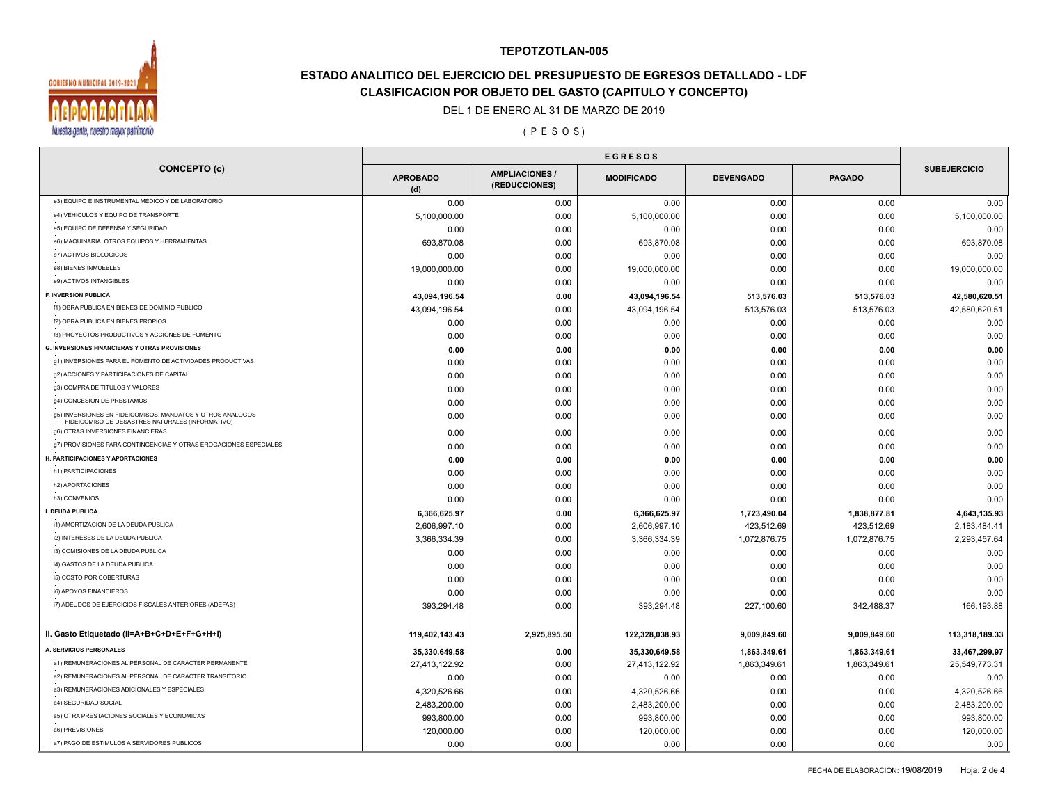# TEPOTZOTLAN-005

## ESTADO ANALITICO DEL EJERCICIO DEL PRESUPUESTO DE EGRESOS DETALLADO - LDF

## CLASIFICACION POR OBJETO DEL GASTO (CAPITULO Y CONCEPTO)

DEL 1 DE ENERO AL 31 DE MARZO DE 2019

( P E S O S )

| CONCEPTO (c) | EGRESOS | | | | | SUBEJERCICIO |
|---|---|---|---|---|---|---|
| | APROBADO (d) | AMPLIACIONES / (REDUCCIONES) | MODIFICADO | DEVENGADO | PAGADO | |
| e3) EQUIPO E INSTRUMENTAL MEDICO Y DE LABORATORIO | 0.00 | 0.00 | 0.00 | 0.00 | 0.00 | 0.00 |
| e4) VEHICULOS Y EQUIPO DE TRANSPORTE | 5,100,000.00 | 0.00 | 5,100,000.00 | 0.00 | 0.00 | 5,100,000.00 |
| e5) EQUIPO DE DEFENSA Y SEGURIDAD | 0.00 | 0.00 | 0.00 | 0.00 | 0.00 | 0.00 |
| e6) MAQUINARIA, OTROS EQUIPOS Y HERRAMIENTAS | 693,870.08 | 0.00 | 693,870.08 | 0.00 | 0.00 | 693,870.08 |
| e7) ACTIVOS BIOLOGICOS | 0.00 | 0.00 | 0.00 | 0.00 | 0.00 | 0.00 |
| e8) BIENES INMUEBLES | 19,000,000.00 | 0.00 | 19,000,000.00 | 0.00 | 0.00 | 19,000,000.00 |
| e9) ACTIVOS INTANGIBLES | 0.00 | 0.00 | 0.00 | 0.00 | 0.00 | 0.00 |
| **F. INVERSION PUBLICA** | **43,094,196.54** | **0.00** | **43,094,196.54** | **513,576.03** | **513,576.03** | **42,580,620.51** |
| f1) OBRA PUBLICA EN BIENES DE DOMINIO PUBLICO | 43,094,196.54 | 0.00 | 43,094,196.54 | 513,576.03 | 513,576.03 | 42,580,620.51 |
| f2) OBRA PUBLICA EN BIENES PROPIOS | 0.00 | 0.00 | 0.00 | 0.00 | 0.00 | 0.00 |
| f3) PROYECTOS PRODUCTIVOS Y ACCIONES DE FOMENTO | 0.00 | 0.00 | 0.00 | 0.00 | 0.00 | 0.00 |
| **G. INVERSIONES FINANCIERAS Y OTRAS PROVISIONES** | **0.00** | **0.00** | **0.00** | **0.00** | **0.00** | **0.00** |
| g1) INVERSIONES PARA EL FOMENTO DE ACTIVIDADES PRODUCTIVAS | 0.00 | 0.00 | 0.00 | 0.00 | 0.00 | 0.00 |
| g2) ACCIONES Y PARTICIPACIONES DE CAPITAL | 0.00 | 0.00 | 0.00 | 0.00 | 0.00 | 0.00 |
| g3) COMPRA DE TITULOS Y VALORES | 0.00 | 0.00 | 0.00 | 0.00 | 0.00 | 0.00 |
| g4) CONCESION DE PRESTAMOS | 0.00 | 0.00 | 0.00 | 0.00 | 0.00 | 0.00 |
| g5) INVERSIONES EN FIDEICOMISOS, MANDATOS Y OTROS ANALOGOS FIDEICOMISO DE DESASTRES NATURALES (INFORMATIVO) | 0.00 | 0.00 | 0.00 | 0.00 | 0.00 | 0.00 |
| g6) OTRAS INVERSIONES FINANCIERAS | 0.00 | 0.00 | 0.00 | 0.00 | 0.00 | 0.00 |
| g7) PROVISIONES PARA CONTINGENCIAS Y OTRAS EROGACIONES ESPECIALES | 0.00 | 0.00 | 0.00 | 0.00 | 0.00 | 0.00 |
| **H. PARTICIPACIONES Y APORTACIONES** | **0.00** | **0.00** | **0.00** | **0.00** | **0.00** | **0.00** |
| h1) PARTICIPACIONES | 0.00 | 0.00 | 0.00 | 0.00 | 0.00 | 0.00 |
| h2) APORTACIONES | 0.00 | 0.00 | 0.00 | 0.00 | 0.00 | 0.00 |
| h3) CONVENIOS | 0.00 | 0.00 | 0.00 | 0.00 | 0.00 | 0.00 |
| **I. DEUDA PUBLICA** | **6,366,625.97** | **0.00** | **6,366,625.97** | **1,723,490.04** | **1,838,877.81** | **4,643,135.93** |
| i1) AMORTIZACION DE LA DEUDA PUBLICA | 2,606,997.10 | 0.00 | 2,606,997.10 | 423,512.69 | 423,512.69 | 2,183,484.41 |
| i2) INTERESES DE LA DEUDA PUBLICA | 3,366,334.39 | 0.00 | 3,366,334.39 | 1,072,876.75 | 1,072,876.75 | 2,293,457.64 |
| i3) COMISIONES DE LA DEUDA PUBLICA | 0.00 | 0.00 | 0.00 | 0.00 | 0.00 | 0.00 |
| i4) GASTOS DE LA DEUDA PUBLICA | 0.00 | 0.00 | 0.00 | 0.00 | 0.00 | 0.00 |
| i5) COSTO POR COBERTURAS | 0.00 | 0.00 | 0.00 | 0.00 | 0.00 | 0.00 |
| i6) APOYOS FINANCIEROS | 0.00 | 0.00 | 0.00 | 0.00 | 0.00 | 0.00 |
| i7) ADEUDOS DE EJERCICIOS FISCALES ANTERIORES (ADEFAS) | 393,294.48 | 0.00 | 393,294.48 | 227,100.60 | 342,488.37 | 166,193.88 |
| **II. Gasto Etiquetado (II=A+B+C+D+E+F+G+H+I)** | **119,402,143.43** | **2,925,895.50** | **122,328,038.93** | **9,009,849.60** | **9,009,849.60** | **113,318,189.33** |
| **A. SERVICIOS PERSONALES** | **35,330,649.58** | **0.00** | **35,330,649.58** | **1,863,349.61** | **1,863,349.61** | **33,467,299.97** |
| a1) REMUNERACIONES AL PERSONAL DE CARÁCTER PERMANENTE | 27,413,122.92 | 0.00 | 27,413,122.92 | 1,863,349.61 | 1,863,349.61 | 25,549,773.31 |
| a2) REMUNERACIONES AL PERSONAL DE CARÁCTER TRANSITORIO | 0.00 | 0.00 | 0.00 | 0.00 | 0.00 | 0.00 |
| a3) REMUNERACIONES ADICIONALES Y ESPECIALES | 4,320,526.66 | 0.00 | 4,320,526.66 | 0.00 | 0.00 | 4,320,526.66 |
| a4) SEGURIDAD SOCIAL | 2,483,200.00 | 0.00 | 2,483,200.00 | 0.00 | 0.00 | 2,483,200.00 |
| a5) OTRA PRESTACIONES SOCIALES Y ECONOMICAS | 993,800.00 | 0.00 | 993,800.00 | 0.00 | 0.00 | 993,800.00 |
| a6) PREVISIONES | 120,000.00 | 0.00 | 120,000.00 | 0.00 | 0.00 | 120,000.00 |
| a7) PAGO DE ESTIMULOS A SERVIDORES PUBLICOS | 0.00 | 0.00 | 0.00 | 0.00 | 0.00 | 0.00 |

FECHA DE ELABORACION: 19/08/2019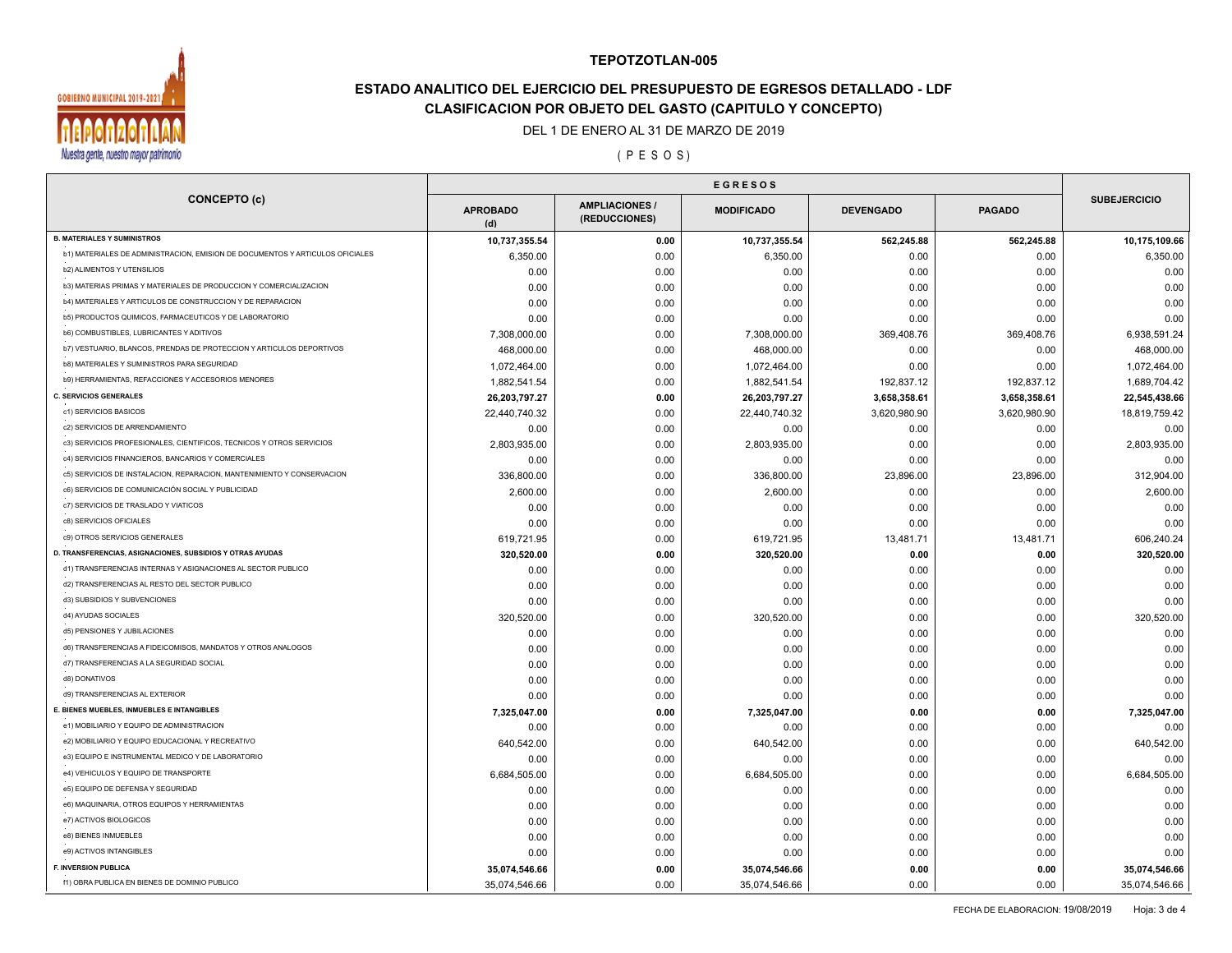# TEPOTZOTLAN-005

## ESTADO ANALITICO DEL EJERCICIO DEL PRESUPUESTO DE EGRESOS DETALLADO - LDF

## CLASIFICACION POR OBJETO DEL GASTO (CAPITULO Y CONCEPTO)

DEL 1 DE ENERO AL 31 DE MARZO DE 2019

( P E S O S )

| CONCEPTO (c) | EGRESOS | | | | | SUBEJERCICIO |
|---|---|---|---|---|---|---|
| | APROBADO (d) | AMPLIACIONES / (REDUCCIONES) | MODIFICADO | DEVENGADO | PAGADO | |
| **B. MATERIALES Y SUMINISTROS** | **10,737,355.54** | **0.00** | **10,737,355.54** | **562,245.88** | **562,245.88** | **10,175,109.66** |
| b1) MATERIALES DE ADMINISTRACION, EMISION DE DOCUMENTOS Y ARTICULOS OFICIALES | 6,350.00 | 0.00 | 6,350.00 | 0.00 | 0.00 | 6,350.00 |
| b2) ALIMENTOS Y UTENSILIOS | 0.00 | 0.00 | 0.00 | 0.00 | 0.00 | 0.00 |
| b3) MATERIAS PRIMAS Y MATERIALES DE PRODUCCION Y COMERCIALIZACION | 0.00 | 0.00 | 0.00 | 0.00 | 0.00 | 0.00 |
| b4) MATERIALES Y ARTICULOS DE CONSTRUCCION Y DE REPARACION | 0.00 | 0.00 | 0.00 | 0.00 | 0.00 | 0.00 |
| b5) PRODUCTOS QUIMICOS, FARMACEUTICOS Y DE LABORATORIO | 0.00 | 0.00 | 0.00 | 0.00 | 0.00 | 0.00 |
| b6) COMBUSTIBLES, LUBRICANTES Y ADITIVOS | 7,308,000.00 | 0.00 | 7,308,000.00 | 369,408.76 | 369,408.76 | 6,938,591.24 |
| b7) VESTUARIO, BLANCOS, PRENDAS DE PROTECCION Y ARTICULOS DEPORTIVOS | 468,000.00 | 0.00 | 468,000.00 | 0.00 | 0.00 | 468,000.00 |
| b8) MATERIALES Y SUMINISTROS PARA SEGURIDAD | 1,072,464.00 | 0.00 | 1,072,464.00 | 0.00 | 0.00 | 1,072,464.00 |
| b9) HERRAMIENTAS, REFACCIONES Y ACCESORIOS MENORES | 1,882,541.54 | 0.00 | 1,882,541.54 | 192,837.12 | 192,837.12 | 1,689,704.42 |
| **C. SERVICIOS GENERALES** | **26,203,797.27** | **0.00** | **26,203,797.27** | **3,658,358.61** | **3,658,358.61** | **22,545,438.66** |
| c1) SERVICIOS BASICOS | 22,440,740.32 | 0.00 | 22,440,740.32 | 3,620,980.90 | 3,620,980.90 | 18,819,759.42 |
| c2) SERVICIOS DE ARRENDAMIENTO | 0.00 | 0.00 | 0.00 | 0.00 | 0.00 | 0.00 |
| c3) SERVICIOS PROFESIONALES, CIENTIFICOS, TECNICOS Y OTROS SERVICIOS | 2,803,935.00 | 0.00 | 2,803,935.00 | 0.00 | 0.00 | 2,803,935.00 |
| c4) SERVICIOS FINANCIEROS, BANCARIOS Y COMERCIALES | 0.00 | 0.00 | 0.00 | 0.00 | 0.00 | 0.00 |
| c5) SERVICIOS DE INSTALACION, REPARACION, MANTENIMIENTO Y CONSERVACION | 336,800.00 | 0.00 | 336,800.00 | 23,896.00 | 23,896.00 | 312,904.00 |
| c6) SERVICIOS DE COMUNICACIÓN SOCIAL Y PUBLICIDAD | 2,600.00 | 0.00 | 2,600.00 | 0.00 | 0.00 | 2,600.00 |
| c7) SERVICIOS DE TRASLADO Y VIATICOS | 0.00 | 0.00 | 0.00 | 0.00 | 0.00 | 0.00 |
| c8) SERVICIOS OFICIALES | 0.00 | 0.00 | 0.00 | 0.00 | 0.00 | 0.00 |
| c9) OTROS SERVICIOS GENERALES | 619,721.95 | 0.00 | 619,721.95 | 13,481.71 | 13,481.71 | 606,240.24 |
| **D. TRANSFERENCIAS, ASIGNACIONES, SUBSIDIOS Y OTRAS AYUDAS** | **320,520.00** | **0.00** | **320,520.00** | **0.00** | **0.00** | **320,520.00** |
| d1) TRANSFERENCIAS INTERNAS Y ASIGNACIONES AL SECTOR PUBLICO | 0.00 | 0.00 | 0.00 | 0.00 | 0.00 | 0.00 |
| d2) TRANSFERENCIAS AL RESTO DEL SECTOR PUBLICO | 0.00 | 0.00 | 0.00 | 0.00 | 0.00 | 0.00 |
| d3) SUBSIDIOS Y SUBVENCIONES | 0.00 | 0.00 | 0.00 | 0.00 | 0.00 | 0.00 |
| d4) AYUDAS SOCIALES | 320,520.00 | 0.00 | 320,520.00 | 0.00 | 0.00 | 320,520.00 |
| d5) PENSIONES Y JUBILACIONES | 0.00 | 0.00 | 0.00 | 0.00 | 0.00 | 0.00 |
| d6) TRANSFERENCIAS A FIDEICOMISOS, MANDATOS Y OTROS ANALOGOS | 0.00 | 0.00 | 0.00 | 0.00 | 0.00 | 0.00 |
| d7) TRANSFERENCIAS A LA SEGURIDAD SOCIAL | 0.00 | 0.00 | 0.00 | 0.00 | 0.00 | 0.00 |
| d8) DONATIVOS | 0.00 | 0.00 | 0.00 | 0.00 | 0.00 | 0.00 |
| d9) TRANSFERENCIAS AL EXTERIOR | 0.00 | 0.00 | 0.00 | 0.00 | 0.00 | 0.00 |
| **E. BIENES MUEBLES, INMUEBLES E INTANGIBLES** | **7,325,047.00** | **0.00** | **7,325,047.00** | **0.00** | **0.00** | **7,325,047.00** |
| e1) MOBILIARIO Y EQUIPO DE ADMINISTRACION | 0.00 | 0.00 | 0.00 | 0.00 | 0.00 | 0.00 |
| e2) MOBILIARIO Y EQUIPO EDUCACIONAL Y RECREATIVO | 640,542.00 | 0.00 | 640,542.00 | 0.00 | 0.00 | 640,542.00 |
| e3) EQUIPO E INSTRUMENTAL MEDICO Y DE LABORATORIO | 0.00 | 0.00 | 0.00 | 0.00 | 0.00 | 0.00 |
| e4) VEHICULOS Y EQUIPO DE TRANSPORTE | 6,684,505.00 | 0.00 | 6,684,505.00 | 0.00 | 0.00 | 6,684,505.00 |
| e5) EQUIPO DE DEFENSA Y SEGURIDAD | 0.00 | 0.00 | 0.00 | 0.00 | 0.00 | 0.00 |
| e6) MAQUINARIA, OTROS EQUIPOS Y HERRAMIENTAS | 0.00 | 0.00 | 0.00 | 0.00 | 0.00 | 0.00 |
| e7) ACTIVOS BIOLOGICOS | 0.00 | 0.00 | 0.00 | 0.00 | 0.00 | 0.00 |
| e8) BIENES INMUEBLES | 0.00 | 0.00 | 0.00 | 0.00 | 0.00 | 0.00 |
| e9) ACTIVOS INTANGIBLES | 0.00 | 0.00 | 0.00 | 0.00 | 0.00 | 0.00 |
| **F. INVERSION PUBLICA** | **35,074,546.66** | **0.00** | **35,074,546.66** | **0.00** | **0.00** | **35,074,546.66** |
| f1) OBRA PUBLICA EN BIENES DE DOMINIO PUBLICO | 35,074,546.66 | 0.00 | 35,074,546.66 | 0.00 | 0.00 | 35,074,546.66 |

FECHA DE ELABORACION: 19/08/2019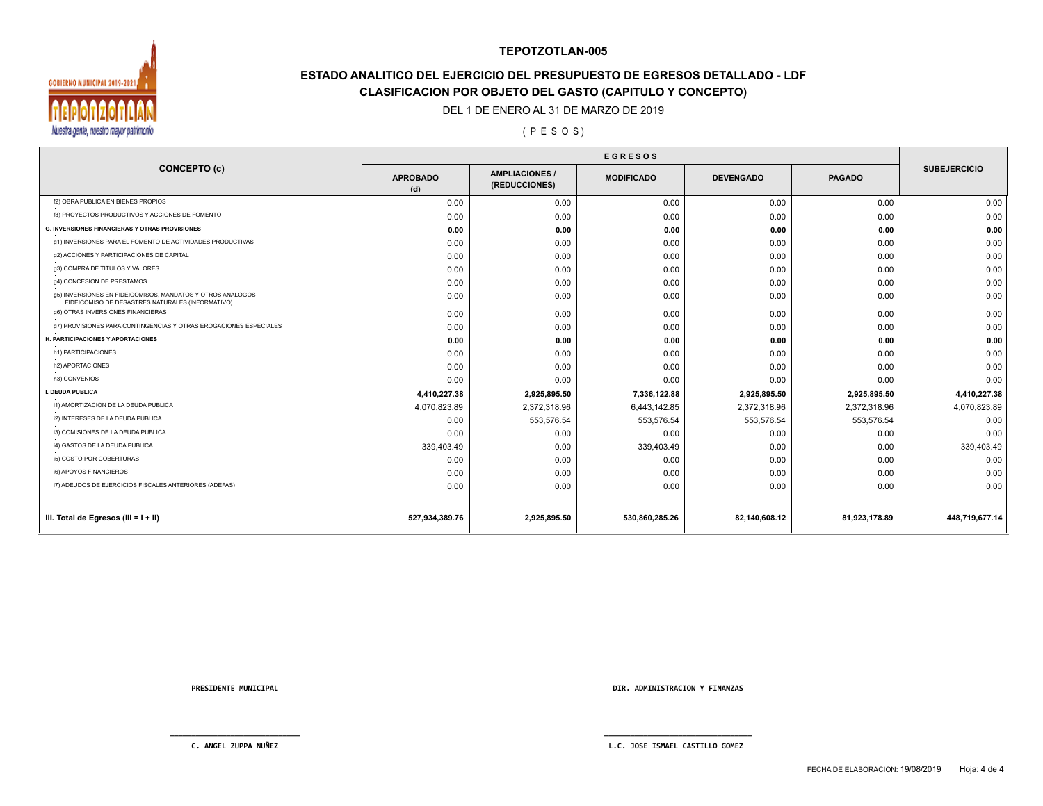# TEPOTZOTLAN-005

## ESTADO ANALITICO DEL EJERCICIO DEL PRESUPUESTO DE EGRESOS DETALLADO - LDF

## CLASIFICACION POR OBJETO DEL GASTO (CAPITULO Y CONCEPTO)

DEL 1 DE ENERO AL 31 DE MARZO DE 2019

( P E S O S )

| CONCEPTO (c) | EGRESOS | | | | | SUBEJERCICIO |
|---|---|---|---|---|---|---|
| | APROBADO (d) | AMPLIACIONES / (REDUCCIONES) | MODIFICADO | DEVENGADO | PAGADO | |
| f2) OBRA PUBLICA EN BIENES PROPIOS | 0.00 | 0.00 | 0.00 | 0.00 | 0.00 | 0.00 |
| f3) PROYECTOS PRODUCTIVOS Y ACCIONES DE FOMENTO | 0.00 | 0.00 | 0.00 | 0.00 | 0.00 | 0.00 |
| **G. INVERSIONES FINANCIERAS Y OTRAS PROVISIONES** | **0.00** | **0.00** | **0.00** | **0.00** | **0.00** | **0.00** |
| g1) INVERSIONES PARA EL FOMENTO DE ACTIVIDADES PRODUCTIVAS | 0.00 | 0.00 | 0.00 | 0.00 | 0.00 | 0.00 |
| g2) ACCIONES Y PARTICIPACIONES DE CAPITAL | 0.00 | 0.00 | 0.00 | 0.00 | 0.00 | 0.00 |
| g3) COMPRA DE TITULOS Y VALORES | 0.00 | 0.00 | 0.00 | 0.00 | 0.00 | 0.00 |
| g4) CONCESION DE PRESTAMOS | 0.00 | 0.00 | 0.00 | 0.00 | 0.00 | 0.00 |
| g5) INVERSIONES EN FIDEICOMISOS, MANDATOS Y OTROS ANALOGOS FIDEICOMISO DE DESASTRES NATURALES (INFORMATIVO) | 0.00 | 0.00 | 0.00 | 0.00 | 0.00 | 0.00 |
| g6) OTRAS INVERSIONES FINANCIERAS | 0.00 | 0.00 | 0.00 | 0.00 | 0.00 | 0.00 |
| g7) PROVISIONES PARA CONTINGENCIAS Y OTRAS EROGACIONES ESPECIALES | 0.00 | 0.00 | 0.00 | 0.00 | 0.00 | 0.00 |
| **H. PARTICIPACIONES Y APORTACIONES** | **0.00** | **0.00** | **0.00** | **0.00** | **0.00** | **0.00** |
| h1) PARTICIPACIONES | 0.00 | 0.00 | 0.00 | 0.00 | 0.00 | 0.00 |
| h2) APORTACIONES | 0.00 | 0.00 | 0.00 | 0.00 | 0.00 | 0.00 |
| h3) CONVENIOS | 0.00 | 0.00 | 0.00 | 0.00 | 0.00 | 0.00 |
| **I. DEUDA PUBLICA** | **4,410,227.38** | **2,925,895.50** | **7,336,122.88** | **2,925,895.50** | **2,925,895.50** | **4,410,227.38** |
| i1) AMORTIZACION DE LA DEUDA PUBLICA | 4,070,823.89 | 2,372,318.96 | 6,443,142.85 | 2,372,318.96 | 2,372,318.96 | 4,070,823.89 |
| i2) INTERESES DE LA DEUDA PUBLICA | 0.00 | 553,576.54 | 553,576.54 | 553,576.54 | 553,576.54 | 0.00 |
| i3) COMISIONES DE LA DEUDA PUBLICA | 0.00 | 0.00 | 0.00 | 0.00 | 0.00 | 0.00 |
| i4) GASTOS DE LA DEUDA PUBLICA | 339,403.49 | 0.00 | 339,403.49 | 0.00 | 0.00 | 339,403.49 |
| i5) COSTO POR COBERTURAS | 0.00 | 0.00 | 0.00 | 0.00 | 0.00 | 0.00 |
| i6) APOYOS FINANCIEROS | 0.00 | 0.00 | 0.00 | 0.00 | 0.00 | 0.00 |
| i7) ADEUDOS DE EJERCICIOS FISCALES ANTERIORES (ADEFAS) | 0.00 | 0.00 | 0.00 | 0.00 | 0.00 | 0.00 |
| **III. Total de Egresos (III = I + II)** | **527,934,389.76** | **2,925,895.50** | **530,860,285.26** | **82,140,608.12** | **81,923,178.89** | **448,719,677.14** |

**PRESIDENTE MUNICIPAL**

**C. ANGEL ZUPPA NUÑEZ**

**DIR. ADMINISTRACION Y FINANZAS**

**L.C. JOSE ISMAEL CASTILLO GOMEZ**

FECHA DE ELABORACION: 19/08/2019